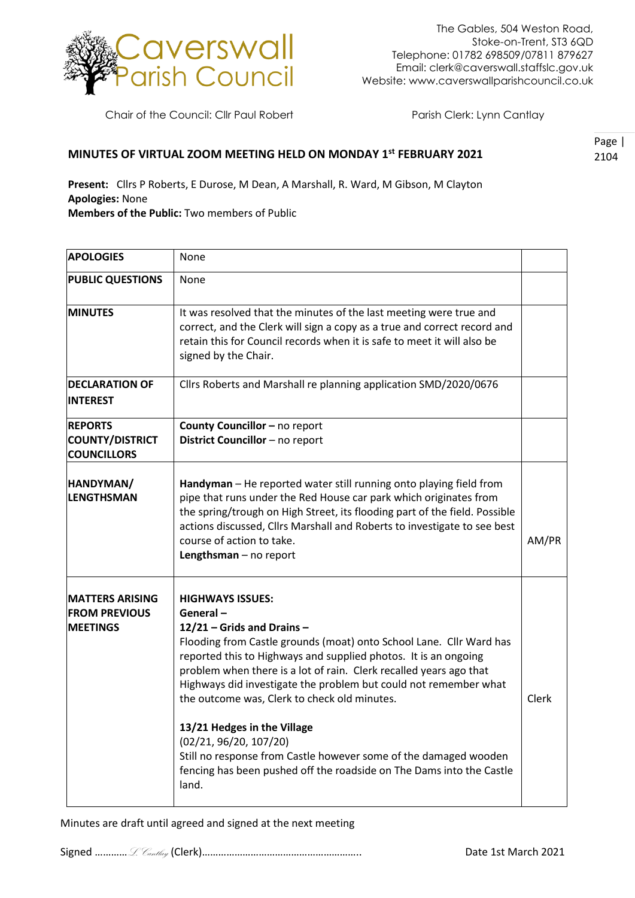# Caverswall Parish Council

The Gables, 504 Weston Road,
Stoke-on-Trent, ST3 6QD
Telephone: 01782 698509/07811 879627
Email: clerk@caverswall.staffslc.gov.uk
Website: www.caverswallparishcouncil.co.uk

Chair of the Council: Cllr Paul Robert

Parish Clerk: Lynn Cantlay

## MINUTES OF VIRTUAL ZOOM MEETING HELD ON MONDAY 1st FEBRUARY 2021

**Present:** Cllrs P Roberts, E Durose, M Dean, A Marshall, R. Ward, M Gibson, M Clayton
**Apologies:** None
**Members of the Public:** Two members of Public

| | | |
|---|---|---|
| **APOLOGIES** | None | |
| **PUBLIC QUESTIONS** | None | |
| **MINUTES** | It was resolved that the minutes of the last meeting were true and correct, and the Clerk will sign a copy as a true and correct record and retain this for Council records when it is safe to meet it will also be signed by the Chair. | |
| **DECLARATION OF INTEREST** | Cllrs Roberts and Marshall re planning application SMD/2020/0676 | |
| **REPORTS COUNTY/DISTRICT COUNCILLORS** | **County Councillor –** no report<br>**District Councillor** – no report | |
| **HANDYMAN/ LENGTHSMAN** | **Handyman** – He reported water still running onto playing field from pipe that runs under the Red House car park which originates from the spring/trough on High Street, its flooding part of the field. Possible actions discussed, Cllrs Marshall and Roberts to investigate to see best course of action to take.<br>**Lengthsman** – no report | AM/PR |
| **MATTERS ARISING FROM PREVIOUS MEETINGS** | **HIGHWAYS ISSUES:**<br>**General –**<br>**12/21 – Grids and Drains –**<br>Flooding from Castle grounds (moat) onto School Lane. Cllr Ward has reported this to Highways and supplied photos. It is an ongoing problem when there is a lot of rain. Clerk recalled years ago that Highways did investigate the problem but could not remember what the outcome was, Clerk to check old minutes.<br><br>**13/21 Hedges in the Village**<br>(02/21, 96/20, 107/20)<br>Still no response from Castle however some of the damaged wooden fencing has been pushed off the roadside on The Dams into the Castle land. | Clerk |

Minutes are draft until agreed and signed at the next meeting

Signed ………… L Cantlay (Clerk)………………………………………………….. Date 1st March 2021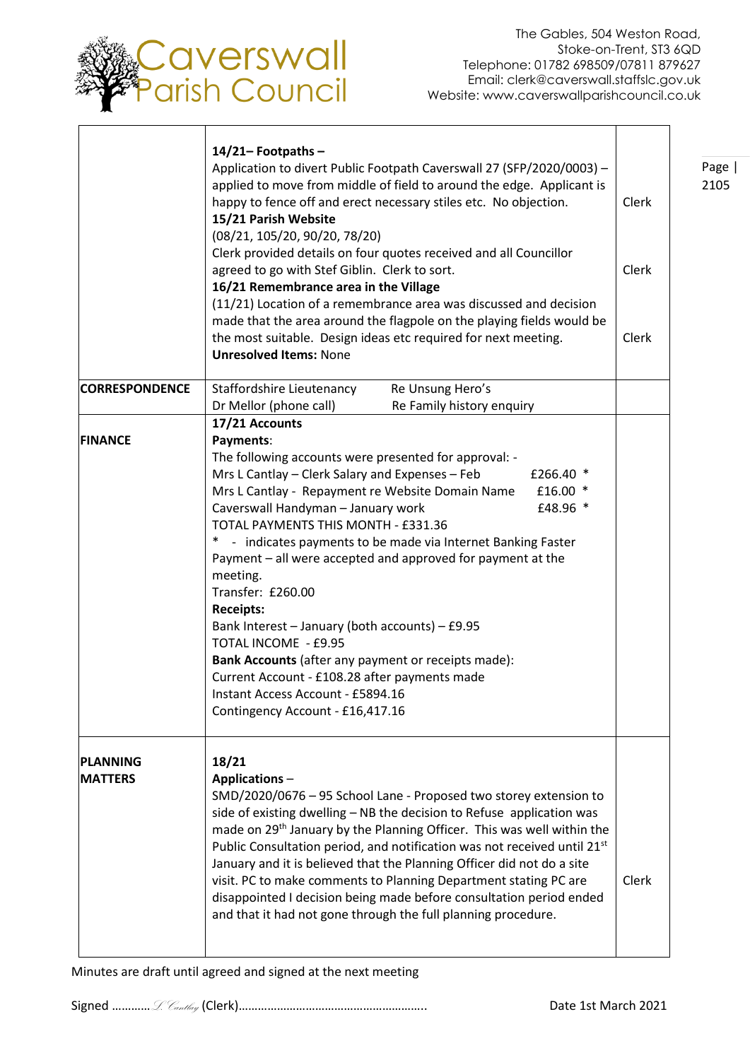| | | |
|---|---|---|
| | **14/21– Footpaths –** Application to divert Public Footpath Caverswall 27 (SFP/2020/0003) – applied to move from middle of field to around the edge. Applicant is happy to fence off and erect necessary stiles etc. No objection. | Clerk |
| | **15/21 Parish Website** (08/21, 105/20, 90/20, 78/20) Clerk provided details on four quotes received and all Councillor agreed to go with Stef Giblin. Clerk to sort. | Clerk |
| | **16/21 Remembrance area in the Village** (11/21) Location of a remembrance area was discussed and decision made that the area around the flagpole on the playing fields would be the most suitable. Design ideas etc required for next meeting. **Unresolved Items:** None | Clerk |
| **CORRESPONDENCE** | Staffordshire Lieutenancy — Re Unsung Hero's<br>Dr Mellor (phone call) — Re Family history enquiry | |
| **FINANCE** | **17/21 Accounts**<br>**Payments**:<br>The following accounts were presented for approval: -<br>Mrs L Cantlay – Clerk Salary and Expenses – Feb £266.40 *<br>Mrs L Cantlay - Repayment re Website Domain Name £16.00 *<br>Caverswall Handyman – January work £48.96 *<br>TOTAL PAYMENTS THIS MONTH - £331.36<br>* - indicates payments to be made via Internet Banking Faster Payment – all were accepted and approved for payment at the meeting.<br>Transfer: £260.00<br>**Receipts:**<br>Bank Interest – January (both accounts) – £9.95<br>TOTAL INCOME - £9.95<br>**Bank Accounts** (after any payment or receipts made):<br>Current Account - £108.28 after payments made<br>Instant Access Account - £5894.16<br>Contingency Account - £16,417.16 | |
| **PLANNING MATTERS** | **18/21**<br>**Applications** –<br>SMD/2020/0676 – 95 School Lane - Proposed two storey extension to side of existing dwelling – NB the decision to Refuse application was made on 29th January by the Planning Officer. This was well within the Public Consultation period, and notification was not received until 21st January and it is believed that the Planning Officer did not do a site visit. PC to make comments to Planning Department stating PC are disappointed I decision being made before consultation period ended and that it had not gone through the full planning procedure. | Clerk |

Minutes are draft until agreed and signed at the next meeting

Signed ………… L Cantlay (Clerk)………………………………………………….. Date 1st March 2021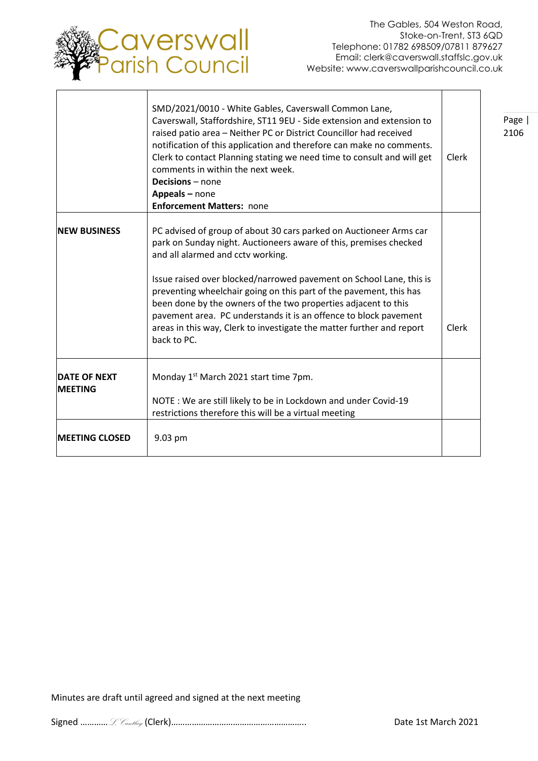| | | |
|---|---|---|
| | SMD/2021/0010 - White Gables, Caverswall Common Lane, Caverswall, Staffordshire, ST11 9EU - Side extension and extension to raised patio area – Neither PC or District Councillor had received notification of this application and therefore can make no comments. Clerk to contact Planning stating we need time to consult and will get comments in within the next week.<br>**Decisions** – none<br>**Appeals –** none<br>**Enforcement Matters:** none | Clerk |
| **NEW BUSINESS** | PC advised of group of about 30 cars parked on Auctioneer Arms car park on Sunday night. Auctioneers aware of this, premises checked and all alarmed and cctv working.<br><br>Issue raised over blocked/narrowed pavement on School Lane, this is preventing wheelchair going on this part of the pavement, this has been done by the owners of the two properties adjacent to this pavement area. PC understands it is an offence to block pavement areas in this way, Clerk to investigate the matter further and report back to PC. | Clerk |
| **DATE OF NEXT MEETING** | Monday 1st March 2021 start time 7pm.<br><br>NOTE : We are still likely to be in Lockdown and under Covid-19 restrictions therefore this will be a virtual meeting | |
| **MEETING CLOSED** | 9.03 pm | |

Minutes are draft until agreed and signed at the next meeting

Signed ………… *L Cantlay* (Clerk)………………………………………………….. Date 1st March 2021